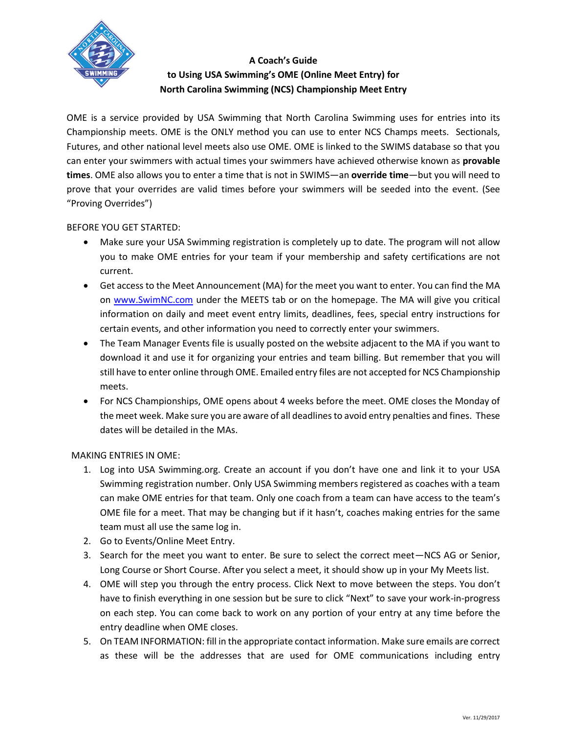# A Coach's Guide to Using USA Swimming's OME (Online Meet Entry) for North Carolina Swimming (NCS) Championship Meet Entry

OME is a service provided by USA Swimming that North Carolina Swimming uses for entries into its Championship meets. OME is the ONLY method you can use to enter NCS Champs meets. Sectionals, Futures, and other national level meets also use OME. OME is linked to the SWIMS database so that you can enter your swimmers with actual times your swimmers have achieved otherwise known as **provable times**. OME also allows you to enter a time that is not in SWIMS—an **override time**—but you will need to prove that your overrides are valid times before your swimmers will be seeded into the event. (See "Proving Overrides")

BEFORE YOU GET STARTED:

- Make sure your USA Swimming registration is completely up to date. The program will not allow you to make OME entries for your team if your membership and safety certifications are not current.
- Get access to the Meet Announcement (MA) for the meet you want to enter. You can find the MA on [www.SwimNC.com](http://www.SwimNC.com) under the MEETS tab or on the homepage. The MA will give you critical information on daily and meet event entry limits, deadlines, fees, special entry instructions for certain events, and other information you need to correctly enter your swimmers.
- The Team Manager Events file is usually posted on the website adjacent to the MA if you want to download it and use it for organizing your entries and team billing. But remember that you will still have to enter online through OME. Emailed entry files are not accepted for NCS Championship meets.
- For NCS Championships, OME opens about 4 weeks before the meet. OME closes the Monday of the meet week. Make sure you are aware of all deadlines to avoid entry penalties and fines. These dates will be detailed in the MAs.

MAKING ENTRIES IN OME:

1. Log into USA Swimming.org. Create an account if you don't have one and link it to your USA Swimming registration number. Only USA Swimming members registered as coaches with a team can make OME entries for that team. Only one coach from a team can have access to the team's OME file for a meet. That may be changing but if it hasn't, coaches making entries for the same team must all use the same log in.
2. Go to Events/Online Meet Entry.
3. Search for the meet you want to enter. Be sure to select the correct meet—NCS AG or Senior, Long Course or Short Course. After you select a meet, it should show up in your My Meets list.
4. OME will step you through the entry process. Click Next to move between the steps. You don't have to finish everything in one session but be sure to click "Next" to save your work-in-progress on each step. You can come back to work on any portion of your entry at any time before the entry deadline when OME closes.
5. On TEAM INFORMATION: fill in the appropriate contact information. Make sure emails are correct as these will be the addresses that are used for OME communications including entry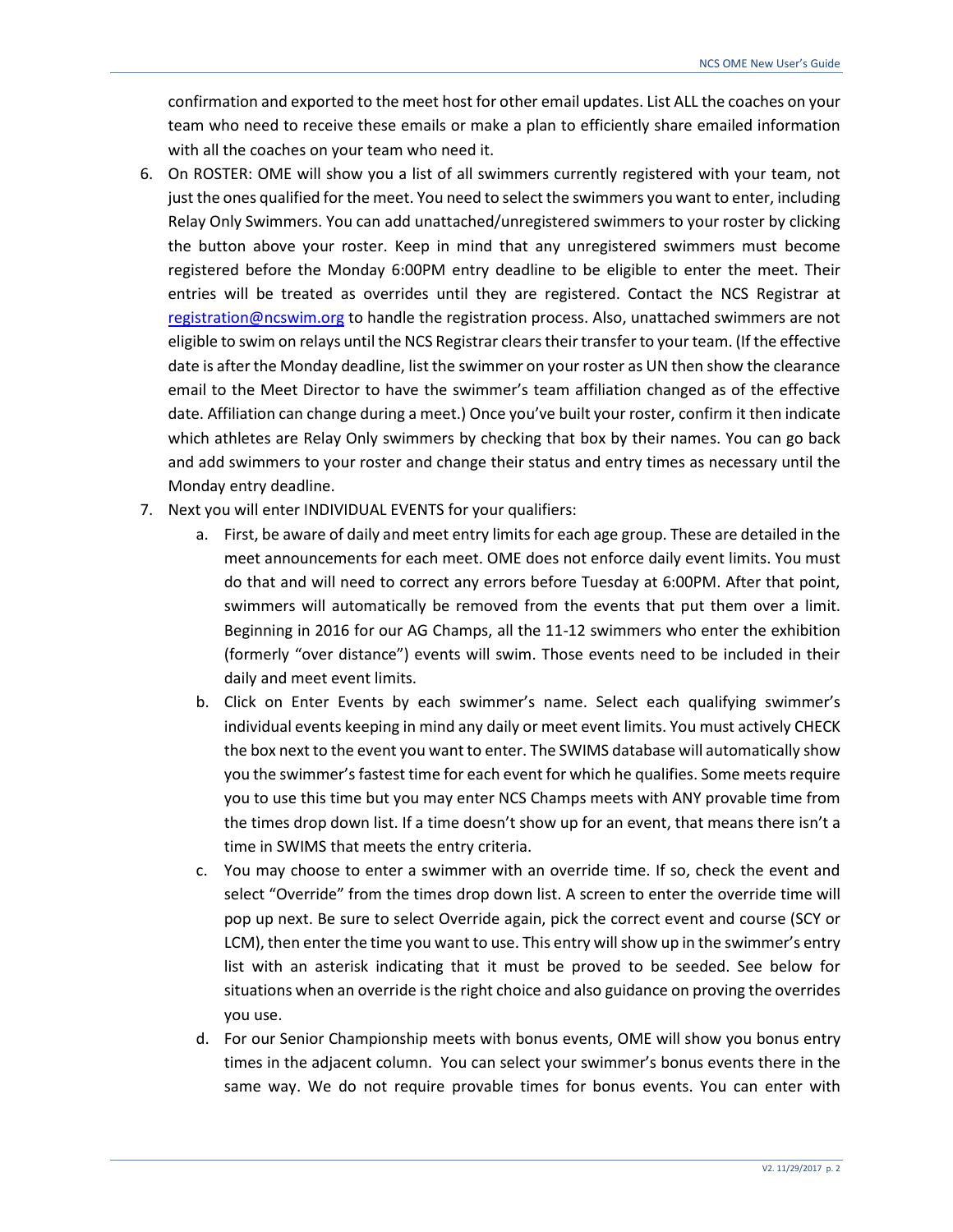confirmation and exported to the meet host for other email updates. List ALL the coaches on your team who need to receive these emails or make a plan to efficiently share emailed information with all the coaches on your team who need it.

6. On ROSTER: OME will show you a list of all swimmers currently registered with your team, not just the ones qualified for the meet. You need to select the swimmers you want to enter, including Relay Only Swimmers. You can add unattached/unregistered swimmers to your roster by clicking the button above your roster. Keep in mind that any unregistered swimmers must become registered before the Monday 6:00PM entry deadline to be eligible to enter the meet. Their entries will be treated as overrides until they are registered. Contact the NCS Registrar at registration@ncswim.org to handle the registration process. Also, unattached swimmers are not eligible to swim on relays until the NCS Registrar clears their transfer to your team. (If the effective date is after the Monday deadline, list the swimmer on your roster as UN then show the clearance email to the Meet Director to have the swimmer's team affiliation changed as of the effective date. Affiliation can change during a meet.) Once you've built your roster, confirm it then indicate which athletes are Relay Only swimmers by checking that box by their names. You can go back and add swimmers to your roster and change their status and entry times as necessary until the Monday entry deadline.
7. Next you will enter INDIVIDUAL EVENTS for your qualifiers:
    a. First, be aware of daily and meet entry limits for each age group. These are detailed in the meet announcements for each meet. OME does not enforce daily event limits. You must do that and will need to correct any errors before Tuesday at 6:00PM. After that point, swimmers will automatically be removed from the events that put them over a limit. Beginning in 2016 for our AG Champs, all the 11-12 swimmers who enter the exhibition (formerly "over distance") events will swim. Those events need to be included in their daily and meet event limits.
    b. Click on Enter Events by each swimmer's name. Select each qualifying swimmer's individual events keeping in mind any daily or meet event limits. You must actively CHECK the box next to the event you want to enter. The SWIMS database will automatically show you the swimmer's fastest time for each event for which he qualifies. Some meets require you to use this time but you may enter NCS Champs meets with ANY provable time from the times drop down list. If a time doesn't show up for an event, that means there isn't a time in SWIMS that meets the entry criteria.
    c. You may choose to enter a swimmer with an override time. If so, check the event and select "Override" from the times drop down list. A screen to enter the override time will pop up next. Be sure to select Override again, pick the correct event and course (SCY or LCM), then enter the time you want to use. This entry will show up in the swimmer's entry list with an asterisk indicating that it must be proved to be seeded. See below for situations when an override is the right choice and also guidance on proving the overrides you use.
    d. For our Senior Championship meets with bonus events, OME will show you bonus entry times in the adjacent column. You can select your swimmer's bonus events there in the same way. We do not require provable times for bonus events. You can enter with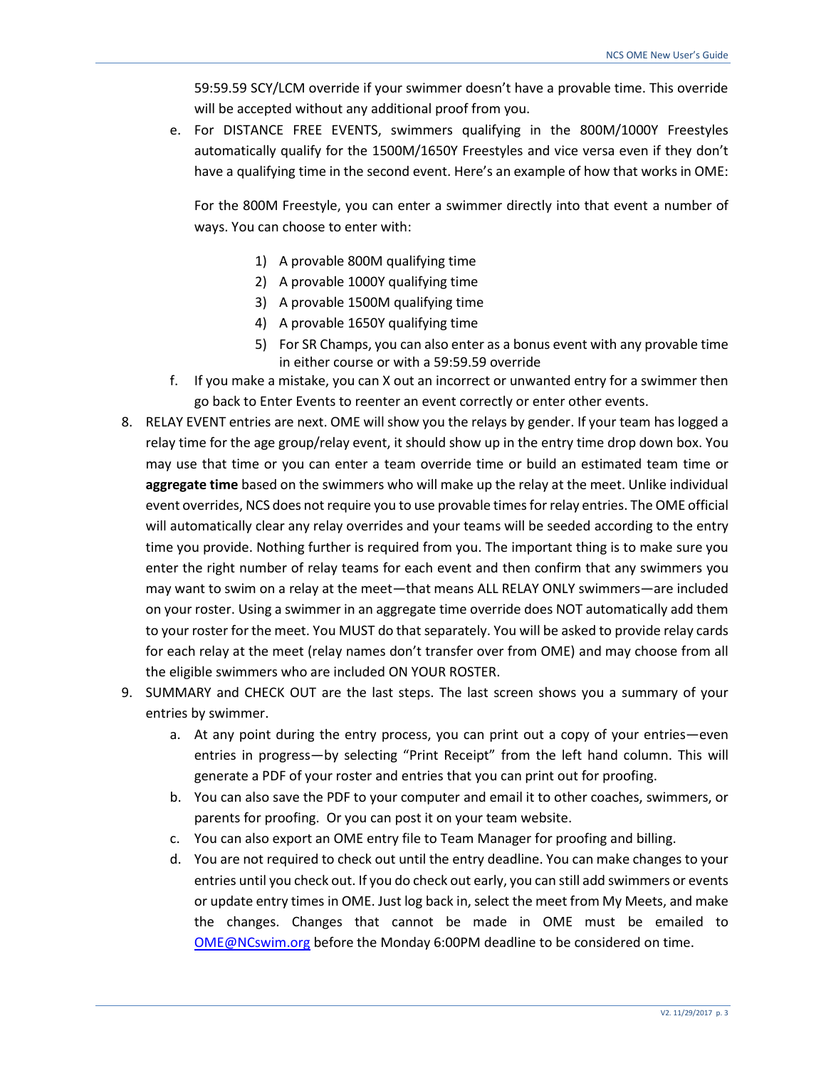59:59.59 SCY/LCM override if your swimmer doesn't have a provable time. This override will be accepted without any additional proof from you.

e. For DISTANCE FREE EVENTS, swimmers qualifying in the 800M/1000Y Freestyles automatically qualify for the 1500M/1650Y Freestyles and vice versa even if they don't have a qualifying time in the second event. Here's an example of how that works in OME:

   For the 800M Freestyle, you can enter a swimmer directly into that event a number of ways. You can choose to enter with:

   1) A provable 800M qualifying time
   2) A provable 1000Y qualifying time
   3) A provable 1500M qualifying time
   4) A provable 1650Y qualifying time
   5) For SR Champs, you can also enter as a bonus event with any provable time in either course or with a 59:59.59 override

f. If you make a mistake, you can X out an incorrect or unwanted entry for a swimmer then go back to Enter Events to reenter an event correctly or enter other events.

8. RELAY EVENT entries are next. OME will show you the relays by gender. If your team has logged a relay time for the age group/relay event, it should show up in the entry time drop down box. You may use that time or you can enter a team override time or build an estimated team time or **aggregate time** based on the swimmers who will make up the relay at the meet. Unlike individual event overrides, NCS does not require you to use provable times for relay entries. The OME official will automatically clear any relay overrides and your teams will be seeded according to the entry time you provide. Nothing further is required from you. The important thing is to make sure you enter the right number of relay teams for each event and then confirm that any swimmers you may want to swim on a relay at the meet—that means ALL RELAY ONLY swimmers—are included on your roster. Using a swimmer in an aggregate time override does NOT automatically add them to your roster for the meet. You MUST do that separately. You will be asked to provide relay cards for each relay at the meet (relay names don't transfer over from OME) and may choose from all the eligible swimmers who are included ON YOUR ROSTER.

9. SUMMARY and CHECK OUT are the last steps. The last screen shows you a summary of your entries by swimmer.
   a. At any point during the entry process, you can print out a copy of your entries—even entries in progress—by selecting "Print Receipt" from the left hand column. This will generate a PDF of your roster and entries that you can print out for proofing.
   b. You can also save the PDF to your computer and email it to other coaches, swimmers, or parents for proofing. Or you can post it on your team website.
   c. You can also export an OME entry file to Team Manager for proofing and billing.
   d. You are not required to check out until the entry deadline. You can make changes to your entries until you check out. If you do check out early, you can still add swimmers or events or update entry times in OME. Just log back in, select the meet from My Meets, and make the changes. Changes that cannot be made in OME must be emailed to [OME@NCswim.org](mailto:OME@NCswim.org) before the Monday 6:00PM deadline to be considered on time.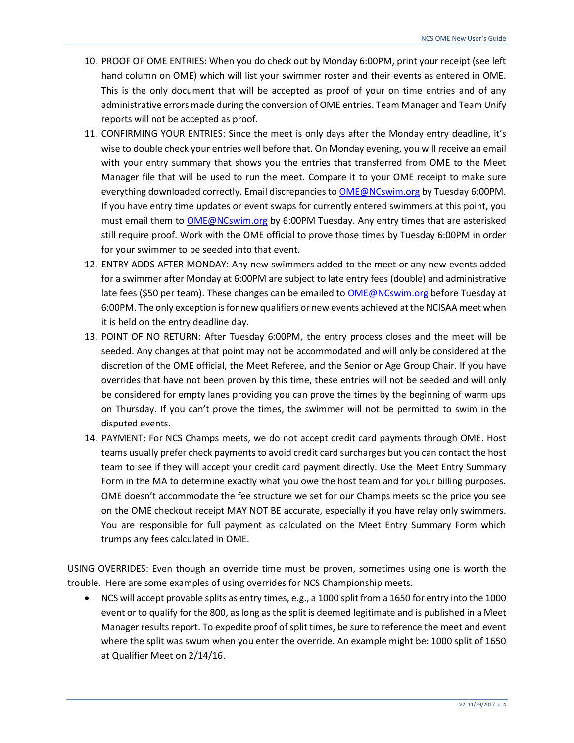10. PROOF OF OME ENTRIES: When you do check out by Monday 6:00PM, print your receipt (see left hand column on OME) which will list your swimmer roster and their events as entered in OME. This is the only document that will be accepted as proof of your on time entries and of any administrative errors made during the conversion of OME entries. Team Manager and Team Unify reports will not be accepted as proof.
11. CONFIRMING YOUR ENTRIES: Since the meet is only days after the Monday entry deadline, it's wise to double check your entries well before that. On Monday evening, you will receive an email with your entry summary that shows you the entries that transferred from OME to the Meet Manager file that will be used to run the meet. Compare it to your OME receipt to make sure everything downloaded correctly. Email discrepancies to OME@NCswim.org by Tuesday 6:00PM. If you have entry time updates or event swaps for currently entered swimmers at this point, you must email them to OME@NCswim.org by 6:00PM Tuesday. Any entry times that are asterisked still require proof. Work with the OME official to prove those times by Tuesday 6:00PM in order for your swimmer to be seeded into that event.
12. ENTRY ADDS AFTER MONDAY: Any new swimmers added to the meet or any new events added for a swimmer after Monday at 6:00PM are subject to late entry fees (double) and administrative late fees ($50 per team). These changes can be emailed to OME@NCswim.org before Tuesday at 6:00PM. The only exception is for new qualifiers or new events achieved at the NCISAA meet when it is held on the entry deadline day.
13. POINT OF NO RETURN: After Tuesday 6:00PM, the entry process closes and the meet will be seeded. Any changes at that point may not be accommodated and will only be considered at the discretion of the OME official, the Meet Referee, and the Senior or Age Group Chair. If you have overrides that have not been proven by this time, these entries will not be seeded and will only be considered for empty lanes providing you can prove the times by the beginning of warm ups on Thursday. If you can't prove the times, the swimmer will not be permitted to swim in the disputed events.
14. PAYMENT: For NCS Champs meets, we do not accept credit card payments through OME. Host teams usually prefer check payments to avoid credit card surcharges but you can contact the host team to see if they will accept your credit card payment directly. Use the Meet Entry Summary Form in the MA to determine exactly what you owe the host team and for your billing purposes. OME doesn't accommodate the fee structure we set for our Champs meets so the price you see on the OME checkout receipt MAY NOT BE accurate, especially if you have relay only swimmers. You are responsible for full payment as calculated on the Meet Entry Summary Form which trumps any fees calculated in OME.

USING OVERRIDES: Even though an override time must be proven, sometimes using one is worth the trouble. Here are some examples of using overrides for NCS Championship meets.

- NCS will accept provable splits as entry times, e.g., a 1000 split from a 1650 for entry into the 1000 event or to qualify for the 800, as long as the split is deemed legitimate and is published in a Meet Manager results report. To expedite proof of split times, be sure to reference the meet and event where the split was swum when you enter the override. An example might be: 1000 split of 1650 at Qualifier Meet on 2/14/16.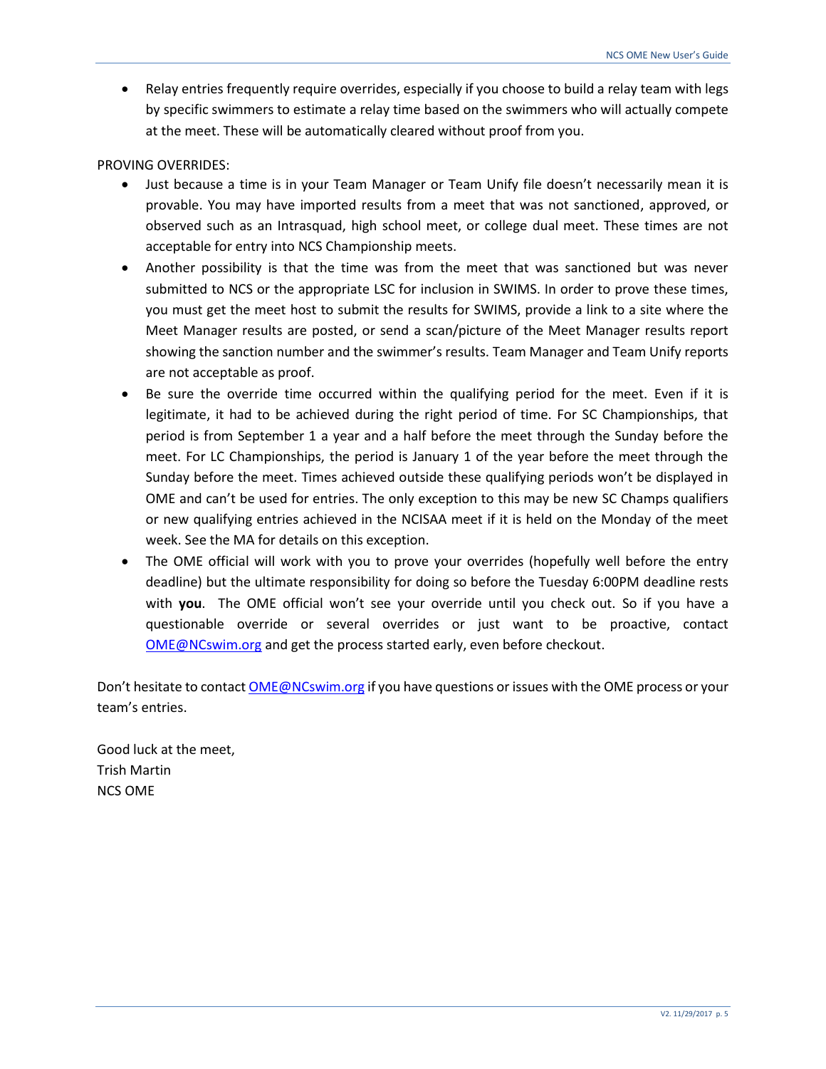- Relay entries frequently require overrides, especially if you choose to build a relay team with legs by specific swimmers to estimate a relay time based on the swimmers who will actually compete at the meet. These will be automatically cleared without proof from you.

PROVING OVERRIDES:

- Just because a time is in your Team Manager or Team Unify file doesn't necessarily mean it is provable. You may have imported results from a meet that was not sanctioned, approved, or observed such as an Intrasquad, high school meet, or college dual meet. These times are not acceptable for entry into NCS Championship meets.
- Another possibility is that the time was from the meet that was sanctioned but was never submitted to NCS or the appropriate LSC for inclusion in SWIMS. In order to prove these times, you must get the meet host to submit the results for SWIMS, provide a link to a site where the Meet Manager results are posted, or send a scan/picture of the Meet Manager results report showing the sanction number and the swimmer's results. Team Manager and Team Unify reports are not acceptable as proof.
- Be sure the override time occurred within the qualifying period for the meet. Even if it is legitimate, it had to be achieved during the right period of time. For SC Championships, that period is from September 1 a year and a half before the meet through the Sunday before the meet. For LC Championships, the period is January 1 of the year before the meet through the Sunday before the meet. Times achieved outside these qualifying periods won't be displayed in OME and can't be used for entries. The only exception to this may be new SC Champs qualifiers or new qualifying entries achieved in the NCISAA meet if it is held on the Monday of the meet week. See the MA for details on this exception.
- The OME official will work with you to prove your overrides (hopefully well before the entry deadline) but the ultimate responsibility for doing so before the Tuesday 6:00PM deadline rests with **you**. The OME official won't see your override until you check out. So if you have a questionable override or several overrides or just want to be proactive, contact OME@NCswim.org and get the process started early, even before checkout.

Don't hesitate to contact OME@NCswim.org if you have questions or issues with the OME process or your team's entries.

Good luck at the meet,
Trish Martin
NCS OME